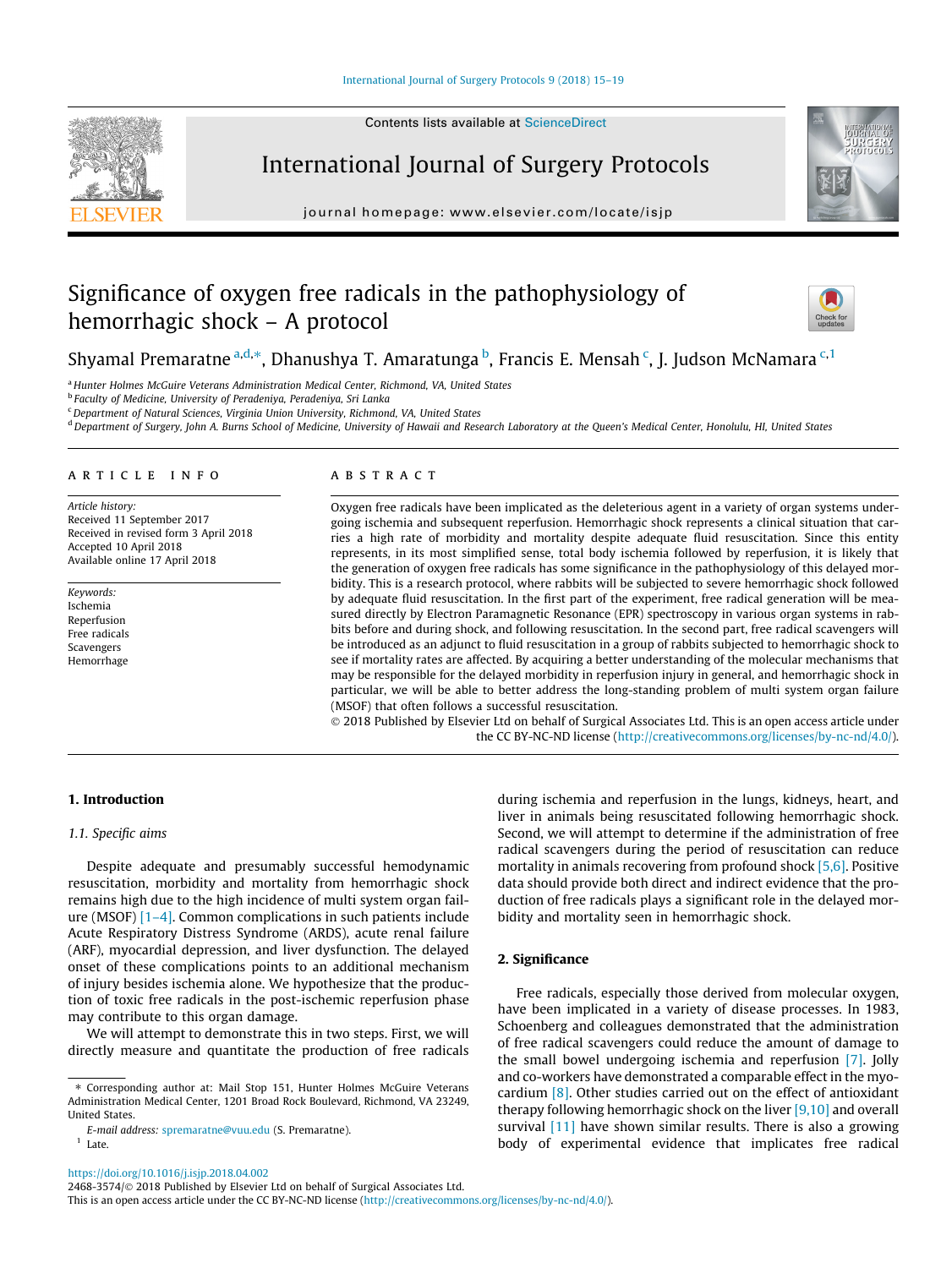# Significance of oxygen free radicals in the pathophysiology of hemorrhagic shock – A protocol

Shyamal Premaratne [a,d,*], Dhanushya T. Amaratunga [b], Francis E. Mensah [c], J. Judson McNamara [c,1]

[a] Hunter Holmes McGuire Veterans Administration Medical Center, Richmond, VA, United States
[b] Faculty of Medicine, University of Peradeniya, Peradeniya, Sri Lanka
[c] Department of Natural Sciences, Virginia Union University, Richmond, VA, United States
[d] Department of Surgery, John A. Burns School of Medicine, University of Hawaii and Research Laboratory at the Queen's Medical Center, Honolulu, HI, United States

## ARTICLE INFO

*Article history:*
Received 11 September 2017
Received in revised form 3 April 2018
Accepted 10 April 2018
Available online 17 April 2018

*Keywords:*
Ischemia
Reperfusion
Free radicals
Scavengers
Hemorrhage

## ABSTRACT

Oxygen free radicals have been implicated as the deleterious agent in a variety of organ systems undergoing ischemia and subsequent reperfusion. Hemorrhagic shock represents a clinical situation that carries a high rate of morbidity and mortality despite adequate fluid resuscitation. Since this entity represents, in its most simplified sense, total body ischemia followed by reperfusion, it is likely that the generation of oxygen free radicals has some significance in the pathophysiology of this delayed morbidity. This is a research protocol, where rabbits will be subjected to severe hemorrhagic shock followed by adequate fluid resuscitation. In the first part of the experiment, free radical generation will be measured directly by Electron Paramagnetic Resonance (EPR) spectroscopy in various organ systems in rabbits before and during shock, and following resuscitation. In the second part, free radical scavengers will be introduced as an adjunct to fluid resuscitation in a group of rabbits subjected to hemorrhagic shock to see if mortality rates are affected. By acquiring a better understanding of the molecular mechanisms that may be responsible for the delayed morbidity in reperfusion injury in general, and hemorrhagic shock in particular, we will be able to better address the long-standing problem of multi system organ failure (MSOF) that often follows a successful resuscitation.

© 2018 Published by Elsevier Ltd on behalf of Surgical Associates Ltd. This is an open access article under the CC BY-NC-ND license (http://creativecommons.org/licenses/by-nc-nd/4.0/).

## 1. Introduction

### 1.1. Specific aims

Despite adequate and presumably successful hemodynamic resuscitation, morbidity and mortality from hemorrhagic shock remains high due to the high incidence of multi system organ failure (MSOF) [1–4]. Common complications in such patients include Acute Respiratory Distress Syndrome (ARDS), acute renal failure (ARF), myocardial depression, and liver dysfunction. The delayed onset of these complications points to an additional mechanism of injury besides ischemia alone. We hypothesize that the production of toxic free radicals in the post-ischemic reperfusion phase may contribute to this organ damage.

We will attempt to demonstrate this in two steps. First, we will directly measure and quantitate the production of free radicals during ischemia and reperfusion in the lungs, kidneys, heart, and liver in animals being resuscitated following hemorrhagic shock. Second, we will attempt to determine if the administration of free radical scavengers during the period of resuscitation can reduce mortality in animals recovering from profound shock [5,6]. Positive data should provide both direct and indirect evidence that the production of free radicals plays a significant role in the delayed morbidity and mortality seen in hemorrhagic shock.

## 2. Significance

Free radicals, especially those derived from molecular oxygen, have been implicated in a variety of disease processes. In 1983, Schoenberg and colleagues demonstrated that the administration of free radical scavengers could reduce the amount of damage to the small bowel undergoing ischemia and reperfusion [7]. Jolly and co-workers have demonstrated a comparable effect in the myocardium [8]. Other studies carried out on the effect of antioxidant therapy following hemorrhagic shock on the liver [9,10] and overall survival [11] have shown similar results. There is also a growing body of experimental evidence that implicates free radical

* Corresponding author at: Mail Stop 151, Hunter Holmes McGuire Veterans Administration Medical Center, 1201 Broad Rock Boulevard, Richmond, VA 23249, United States.

*E-mail address:* spremaratne@vuu.edu (S. Premaratne).

[1] Late.

https://doi.org/10.1016/j.isjp.2018.04.002
2468-3574/© 2018 Published by Elsevier Ltd on behalf of Surgical Associates Ltd.
This is an open access article under the CC BY-NC-ND license (http://creativecommons.org/licenses/by-nc-nd/4.0/).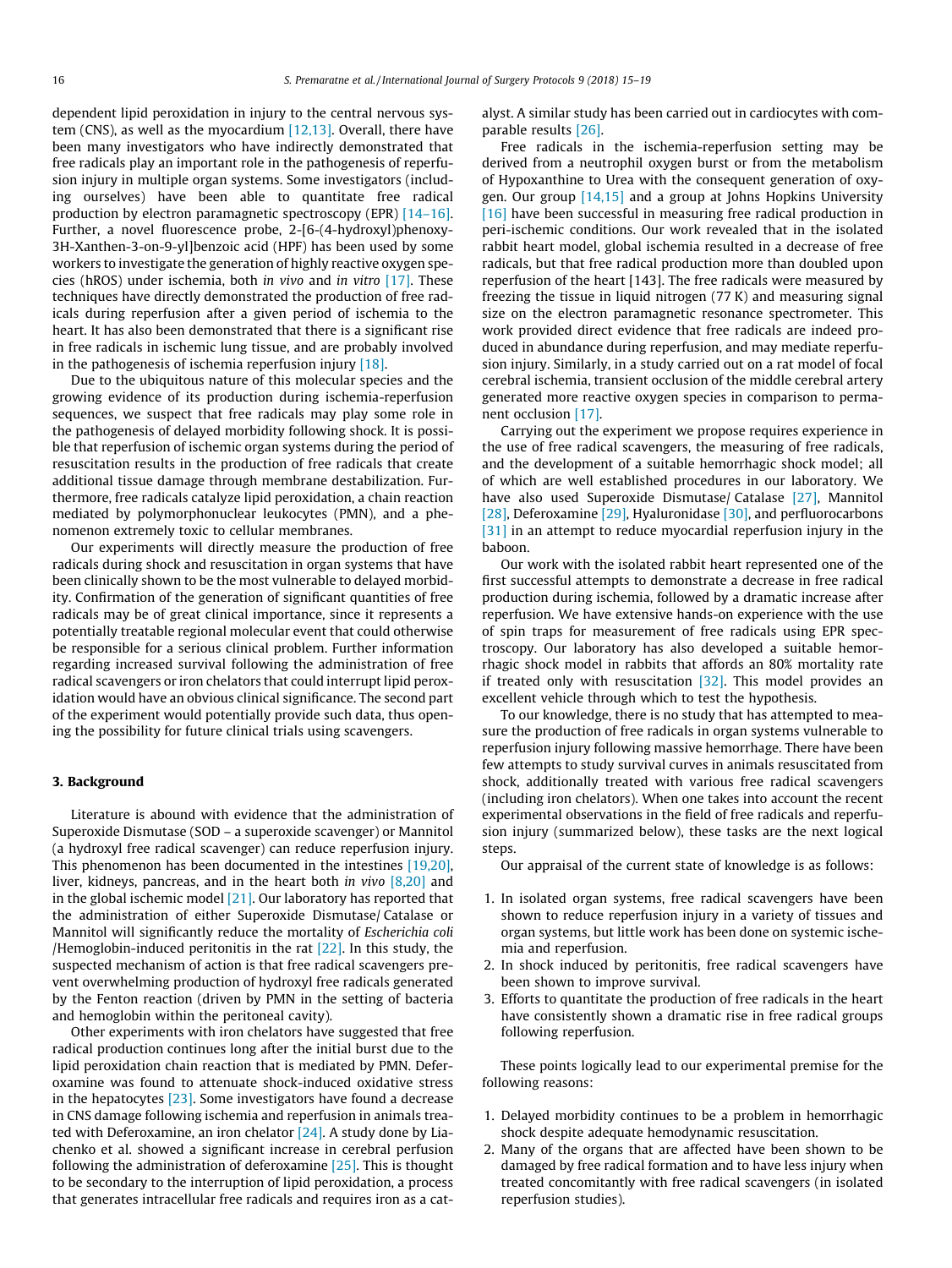dependent lipid peroxidation in injury to the central nervous system (CNS), as well as the myocardium [12,13]. Overall, there have been many investigators who have indirectly demonstrated that free radicals play an important role in the pathogenesis of reperfusion injury in multiple organ systems. Some investigators (including ourselves) have been able to quantitate free radical production by electron paramagnetic spectroscopy (EPR) [14–16]. Further, a novel fluorescence probe, 2-[6-(4-hydroxyl)phenoxy-3H-Xanthen-3-on-9-yl]benzoic acid (HPF) has been used by some workers to investigate the generation of highly reactive oxygen species (hROS) under ischemia, both *in vivo* and *in vitro* [17]. These techniques have directly demonstrated the production of free radicals during reperfusion after a given period of ischemia to the heart. It has also been demonstrated that there is a significant rise in free radicals in ischemic lung tissue, and are probably involved in the pathogenesis of ischemia reperfusion injury [18].

Due to the ubiquitous nature of this molecular species and the growing evidence of its production during ischemia-reperfusion sequences, we suspect that free radicals may play some role in the pathogenesis of delayed morbidity following shock. It is possible that reperfusion of ischemic organ systems during the period of resuscitation results in the production of free radicals that create additional tissue damage through membrane destabilization. Furthermore, free radicals catalyze lipid peroxidation, a chain reaction mediated by polymorphonuclear leukocytes (PMN), and a phenomenon extremely toxic to cellular membranes.

Our experiments will directly measure the production of free radicals during shock and resuscitation in organ systems that have been clinically shown to be the most vulnerable to delayed morbidity. Confirmation of the generation of significant quantities of free radicals may be of great clinical importance, since it represents a potentially treatable regional molecular event that could otherwise be responsible for a serious clinical problem. Further information regarding increased survival following the administration of free radical scavengers or iron chelators that could interrupt lipid peroxidation would have an obvious clinical significance. The second part of the experiment would potentially provide such data, thus opening the possibility for future clinical trials using scavengers.

## 3. Background

Literature is abound with evidence that the administration of Superoxide Dismutase (SOD – a superoxide scavenger) or Mannitol (a hydroxyl free radical scavenger) can reduce reperfusion injury. This phenomenon has been documented in the intestines [19,20], liver, kidneys, pancreas, and in the heart both *in vivo* [8,20] and in the global ischemic model [21]. Our laboratory has reported that the administration of either Superoxide Dismutase/ Catalase or Mannitol will significantly reduce the mortality of *Escherichia coli* /Hemoglobin-induced peritonitis in the rat [22]. In this study, the suspected mechanism of action is that free radical scavengers prevent overwhelming production of hydroxyl free radicals generated by the Fenton reaction (driven by PMN in the setting of bacteria and hemoglobin within the peritoneal cavity).

Other experiments with iron chelators have suggested that free radical production continues long after the initial burst due to the lipid peroxidation chain reaction that is mediated by PMN. Deferoxamine was found to attenuate shock-induced oxidative stress in the hepatocytes [23]. Some investigators have found a decrease in CNS damage following ischemia and reperfusion in animals treated with Deferoxamine, an iron chelator [24]. A study done by Liachenko et al. showed a significant increase in cerebral perfusion following the administration of deferoxamine [25]. This is thought to be secondary to the interruption of lipid peroxidation, a process that generates intracellular free radicals and requires iron as a catalyst. A similar study has been carried out in cardiocytes with comparable results [26].

Free radicals in the ischemia-reperfusion setting may be derived from a neutrophil oxygen burst or from the metabolism of Hypoxanthine to Urea with the consequent generation of oxygen. Our group [14,15] and a group at Johns Hopkins University [16] have been successful in measuring free radical production in peri-ischemic conditions. Our work revealed that in the isolated rabbit heart model, global ischemia resulted in a decrease of free radicals, but that free radical production more than doubled upon reperfusion of the heart [143]. The free radicals were measured by freezing the tissue in liquid nitrogen (77 K) and measuring signal size on the electron paramagnetic resonance spectrometer. This work provided direct evidence that free radicals are indeed produced in abundance during reperfusion, and may mediate reperfusion injury. Similarly, in a study carried out on a rat model of focal cerebral ischemia, transient occlusion of the middle cerebral artery generated more reactive oxygen species in comparison to permanent occlusion [17].

Carrying out the experiment we propose requires experience in the use of free radical scavengers, the measuring of free radicals, and the development of a suitable hemorrhagic shock model; all of which are well established procedures in our laboratory. We have also used Superoxide Dismutase/ Catalase [27], Mannitol [28], Deferoxamine [29], Hyaluronidase [30], and perfluorocarbons [31] in an attempt to reduce myocardial reperfusion injury in the baboon.

Our work with the isolated rabbit heart represented one of the first successful attempts to demonstrate a decrease in free radical production during ischemia, followed by a dramatic increase after reperfusion. We have extensive hands-on experience with the use of spin traps for measurement of free radicals using EPR spectroscopy. Our laboratory has also developed a suitable hemorrhagic shock model in rabbits that affords an 80% mortality rate if treated only with resuscitation [32]. This model provides an excellent vehicle through which to test the hypothesis.

To our knowledge, there is no study that has attempted to measure the production of free radicals in organ systems vulnerable to reperfusion injury following massive hemorrhage. There have been few attempts to study survival curves in animals resuscitated from shock, additionally treated with various free radical scavengers (including iron chelators). When one takes into account the recent experimental observations in the field of free radicals and reperfusion injury (summarized below), these tasks are the next logical steps.

Our appraisal of the current state of knowledge is as follows:

1. In isolated organ systems, free radical scavengers have been shown to reduce reperfusion injury in a variety of tissues and organ systems, but little work has been done on systemic ischemia and reperfusion.
2. In shock induced by peritonitis, free radical scavengers have been shown to improve survival.
3. Efforts to quantitate the production of free radicals in the heart have consistently shown a dramatic rise in free radical groups following reperfusion.

These points logically lead to our experimental premise for the following reasons:

1. Delayed morbidity continues to be a problem in hemorrhagic shock despite adequate hemodynamic resuscitation.
2. Many of the organs that are affected have been shown to be damaged by free radical formation and to have less injury when treated concomitantly with free radical scavengers (in isolated reperfusion studies).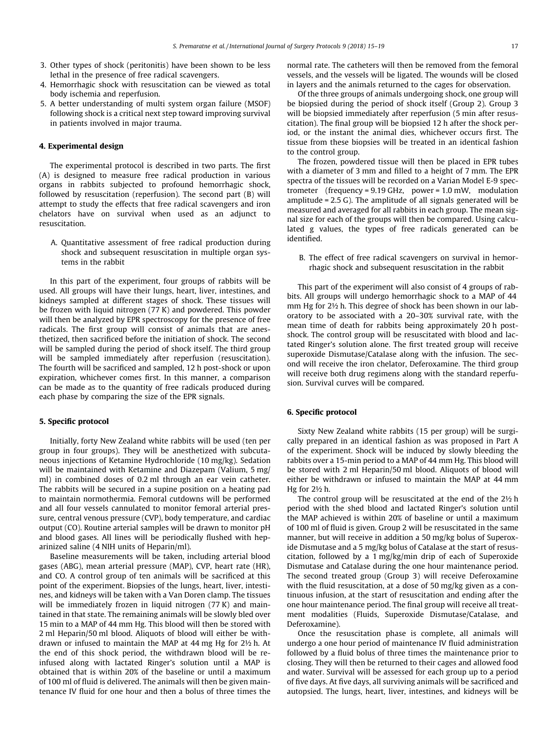3. Other types of shock (peritonitis) have been shown to be less lethal in the presence of free radical scavengers.
4. Hemorrhagic shock with resuscitation can be viewed as total body ischemia and reperfusion.
5. A better understanding of multi system organ failure (MSOF) following shock is a critical next step toward improving survival in patients involved in major trauma.

## 4. Experimental design

The experimental protocol is described in two parts. The first (A) is designed to measure free radical production in various organs in rabbits subjected to profound hemorrhagic shock, followed by resuscitation (reperfusion). The second part (B) will attempt to study the effects that free radical scavengers and iron chelators have on survival when used as an adjunct to resuscitation.

A. Quantitative assessment of free radical production during shock and subsequent resuscitation in multiple organ systems in the rabbit

In this part of the experiment, four groups of rabbits will be used. All groups will have their lungs, heart, liver, intestines, and kidneys sampled at different stages of shock. These tissues will be frozen with liquid nitrogen (77 K) and powdered. This powder will then be analyzed by EPR spectroscopy for the presence of free radicals. The first group will consist of animals that are anesthetized, then sacrificed before the initiation of shock. The second will be sampled during the period of shock itself. The third group will be sampled immediately after reperfusion (resuscitation). The fourth will be sacrificed and sampled, 12 h post-shock or upon expiration, whichever comes first. In this manner, a comparison can be made as to the quantity of free radicals produced during each phase by comparing the size of the EPR signals.

## 5. Specific protocol

Initially, forty New Zealand white rabbits will be used (ten per group in four groups). They will be anesthetized with subcutaneous injections of Ketamine Hydrochloride (10 mg/kg). Sedation will be maintained with Ketamine and Diazepam (Valium, 5 mg/ml) in combined doses of 0.2 ml through an ear vein catheter. The rabbits will be secured in a supine position on a heating pad to maintain normothermia. Femoral cutdowns will be performed and all four vessels cannulated to monitor femoral arterial pressure, central venous pressure (CVP), body temperature, and cardiac output (CO). Routine arterial samples will be drawn to monitor pH and blood gases. All lines will be periodically flushed with heparinized saline (4 NIH units of Heparin/ml).

Baseline measurements will be taken, including arterial blood gases (ABG), mean arterial pressure (MAP), CVP, heart rate (HR), and CO. A control group of ten animals will be sacrificed at this point of the experiment. Biopsies of the lungs, heart, liver, intestines, and kidneys will be taken with a Van Doren clamp. The tissues will be immediately frozen in liquid nitrogen (77 K) and maintained in that state. The remaining animals will be slowly bled over 15 min to a MAP of 44 mm Hg. This blood will then be stored with 2 ml Heparin/50 ml blood. Aliquots of blood will either be withdrawn or infused to maintain the MAP at 44 mg Hg for 2½ h. At the end of this shock period, the withdrawn blood will be re-infused along with lactated Ringer's solution until a MAP is obtained that is within 20% of the baseline or until a maximum of 100 ml of fluid is delivered. The animals will then be given maintenance IV fluid for one hour and then a bolus of three times the normal rate. The catheters will then be removed from the femoral vessels, and the vessels will be ligated. The wounds will be closed in layers and the animals returned to the cages for observation.

Of the three groups of animals undergoing shock, one group will be biopsied during the period of shock itself (Group 2). Group 3 will be biopsied immediately after reperfusion (5 min after resuscitation). The final group will be biopsied 12 h after the shock period, or the instant the animal dies, whichever occurs first. The tissue from these biopsies will be treated in an identical fashion to the control group.

The frozen, powdered tissue will then be placed in EPR tubes with a diameter of 3 mm and filled to a height of 7 mm. The EPR spectra of the tissues will be recorded on a Varian Model E-9 spectrometer (frequency = 9.19 GHz, power = 1.0 mW, modulation amplitude = 2.5 G). The amplitude of all signals generated will be measured and averaged for all rabbits in each group. The mean signal size for each of the groups will then be compared. Using calculated g values, the types of free radicals generated can be identified.

B. The effect of free radical scavengers on survival in hemorrhagic shock and subsequent resuscitation in the rabbit

This part of the experiment will also consist of 4 groups of rabbits. All groups will undergo hemorrhagic shock to a MAP of 44 mm Hg for 2½ h. This degree of shock has been shown in our laboratory to be associated with a 20–30% survival rate, with the mean time of death for rabbits being approximately 20 h post-shock. The control group will be resuscitated with blood and lactated Ringer's solution alone. The first treated group will receive superoxide Dismutase/Catalase along with the infusion. The second will receive the iron chelator, Deferoxamine. The third group will receive both drug regimens along with the standard reperfusion. Survival curves will be compared.

## 6. Specific protocol

Sixty New Zealand white rabbits (15 per group) will be surgically prepared in an identical fashion as was proposed in Part A of the experiment. Shock will be induced by slowly bleeding the rabbits over a 15-min period to a MAP of 44 mm Hg. This blood will be stored with 2 ml Heparin/50 ml blood. Aliquots of blood will either be withdrawn or infused to maintain the MAP at 44 mm Hg for 2½ h.

The control group will be resuscitated at the end of the 2½ h period with the shed blood and lactated Ringer's solution until the MAP achieved is within 20% of baseline or until a maximum of 100 ml of fluid is given. Group 2 will be resuscitated in the same manner, but will receive in addition a 50 mg/kg bolus of Superoxide Dismutase and a 5 mg/kg bolus of Catalase at the start of resuscitation, followed by a 1 mg/kg/min drip of each of Superoxide Dismutase and Catalase during the one hour maintenance period. The second treated group (Group 3) will receive Deferoxamine with the fluid resuscitation, at a dose of 50 mg/kg given as a continuous infusion, at the start of resuscitation and ending after the one hour maintenance period. The final group will receive all treatment modalities (Fluids, Superoxide Dismutase/Catalase, and Deferoxamine).

Once the resuscitation phase is complete, all animals will undergo a one hour period of maintenance IV fluid administration followed by a fluid bolus of three times the maintenance prior to closing. They will then be returned to their cages and allowed food and water. Survival will be assessed for each group up to a period of five days. At five days, all surviving animals will be sacrificed and autopsied. The lungs, heart, liver, intestines, and kidneys will be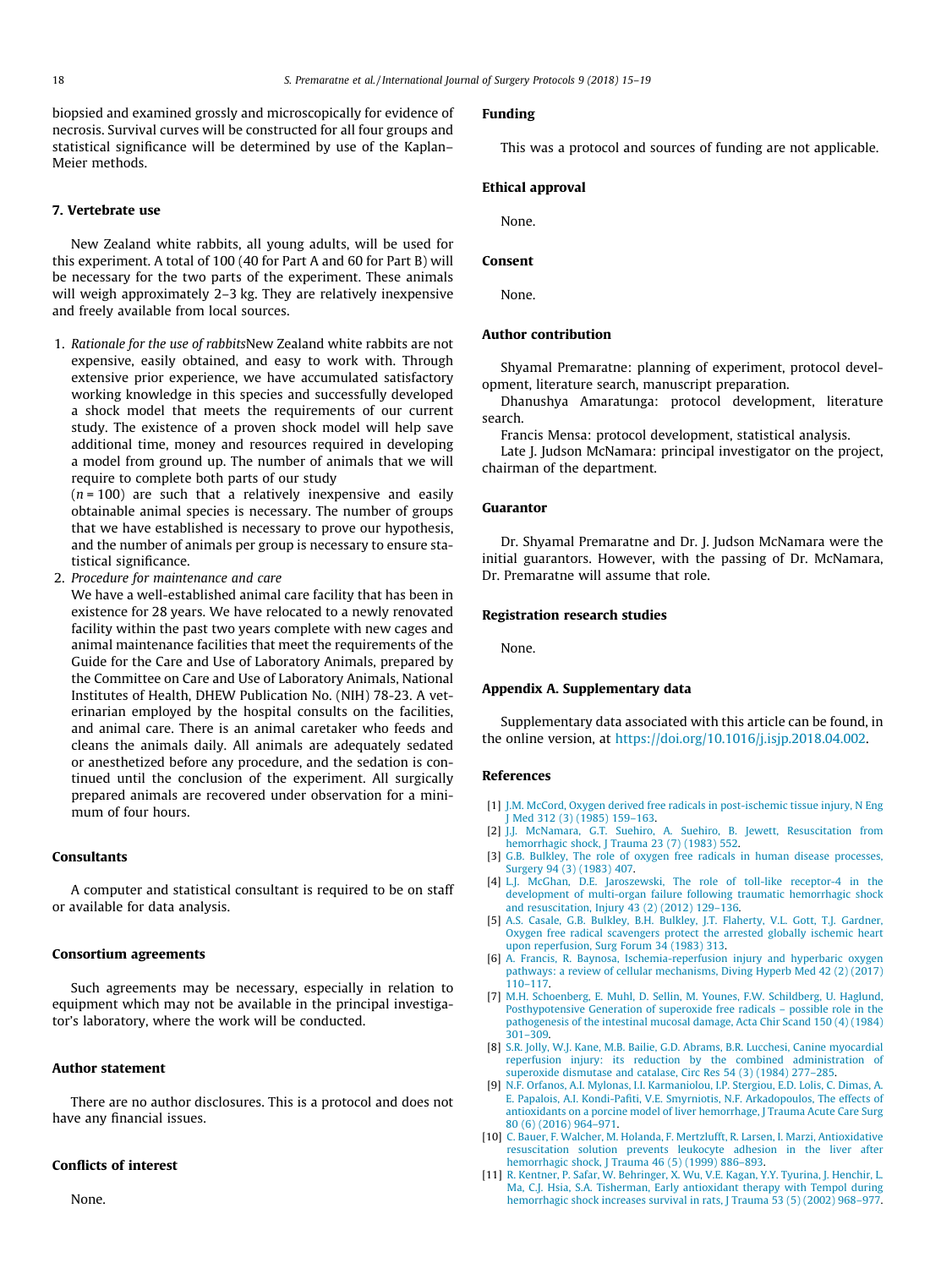biopsied and examined grossly and microscopically for evidence of necrosis. Survival curves will be constructed for all four groups and statistical significance will be determined by use of the Kaplan–Meier methods.

## 7. Vertebrate use

New Zealand white rabbits, all young adults, will be used for this experiment. A total of 100 (40 for Part A and 60 for Part B) will be necessary for the two parts of the experiment. These animals will weigh approximately 2–3 kg. They are relatively inexpensive and freely available from local sources.

1. *Rationale for the use of rabbits*New Zealand white rabbits are not expensive, easily obtained, and easy to work with. Through extensive prior experience, we have accumulated satisfactory working knowledge in this species and successfully developed a shock model that meets the requirements of our current study. The existence of a proven shock model will help save additional time, money and resources required in developing a model from ground up. The number of animals that we will require to complete both parts of our study ($n = 100$) are such that a relatively inexpensive and easily obtainable animal species is necessary. The number of groups that we have established is necessary to prove our hypothesis, and the number of animals per group is necessary to ensure statistical significance.
2. *Procedure for maintenance and care*
   We have a well-established animal care facility that has been in existence for 28 years. We have relocated to a newly renovated facility within the past two years complete with new cages and animal maintenance facilities that meet the requirements of the Guide for the Care and Use of Laboratory Animals, prepared by the Committee on Care and Use of Laboratory Animals, National Institutes of Health, DHEW Publication No. (NIH) 78-23. A veterinarian employed by the hospital consults on the facilities, and animal care. There is an animal caretaker who feeds and cleans the animals daily. All animals are adequately sedated or anesthetized before any procedure, and the sedation is continued until the conclusion of the experiment. All surgically prepared animals are recovered under observation for a minimum of four hours.

## Consultants

A computer and statistical consultant is required to be on staff or available for data analysis.

## Consortium agreements

Such agreements may be necessary, especially in relation to equipment which may not be available in the principal investigator's laboratory, where the work will be conducted.

## Author statement

There are no author disclosures. This is a protocol and does not have any financial issues.

## Conflicts of interest

None.

## Funding

This was a protocol and sources of funding are not applicable.

## Ethical approval

None.

## Consent

None.

## Author contribution

Shyamal Premaratne: planning of experiment, protocol development, literature search, manuscript preparation.

Dhanushya Amaratunga: protocol development, literature search.

Francis Mensa: protocol development, statistical analysis.

Late J. Judson McNamara: principal investigator on the project, chairman of the department.

## Guarantor

Dr. Shyamal Premaratne and Dr. J. Judson McNamara were the initial guarantors. However, with the passing of Dr. McNamara, Dr. Premaratne will assume that role.

## Registration research studies

None.

## Appendix A. Supplementary data

Supplementary data associated with this article can be found, in the online version, at https://doi.org/10.1016/j.isjp.2018.04.002.

## References

[1] J.M. McCord, Oxygen derived free radicals in post-ischemic tissue injury, N Eng J Med 312 (3) (1985) 159–163.

[2] J.J. McNamara, G.T. Suehiro, A. Suehiro, B. Jewett, Resuscitation from hemorrhagic shock, J Trauma 23 (7) (1983) 552.

[3] G.B. Bulkley, The role of oxygen free radicals in human disease processes, Surgery 94 (3) (1983) 407.

[4] L.J. McGhan, D.E. Jaroszewski, The role of toll-like receptor-4 in the development of multi-organ failure following traumatic hemorrhagic shock and resuscitation, Injury 43 (2) (2012) 129–136.

[5] A.S. Casale, G.B. Bulkley, B.H. Bulkley, J.T. Flaherty, V.L. Gott, T.J. Gardner, Oxygen free radical scavengers protect the arrested globally ischemic heart upon reperfusion, Surg Forum 34 (1983) 313.

[6] A. Francis, R. Baynosa, Ischemia-reperfusion injury and hyperbaric oxygen pathways: a review of cellular mechanisms, Diving Hyperb Med 42 (2) (2017) 110–117.

[7] M.H. Schoenberg, E. Muhl, D. Sellin, M. Younes, F.W. Schildberg, U. Haglund, Posthypotensive Generation of superoxide free radicals – possible role in the pathogenesis of the intestinal mucosal damage, Acta Chir Scand 150 (4) (1984) 301–309.

[8] S.R. Jolly, W.J. Kane, M.B. Bailie, G.D. Abrams, B.R. Lucchesi, Canine myocardial reperfusion injury: its reduction by the combined administration of superoxide dismutase and catalase, Circ Res 54 (3) (1984) 277–285.

[9] N.F. Orfanos, A.I. Mylonas, I.I. Karmaniolou, I.P. Stergiou, E.D. Lolis, C. Dimas, A. E. Papalois, A.I. Kondi-Pafiti, V.E. Smyrniotis, N.F. Arkadopoulos, The effects of antioxidants on a porcine model of liver hemorrhage, J Trauma Acute Care Surg 80 (6) (2016) 964–971.

[10] C. Bauer, F. Walcher, M. Holanda, F. Mertzlufft, R. Larsen, I. Marzi, Antioxidative resuscitation solution prevents leukocyte adhesion in the liver after hemorrhagic shock, J Trauma 46 (5) (1999) 886–893.

[11] R. Kentner, P. Safar, W. Behringer, X. Wu, V.E. Kagan, Y.Y. Tyurina, J. Henchir, L. Ma, C.J. Hsia, S.A. Tisherman, Early antioxidant therapy with Tempol during hemorrhagic shock increases survival in rats, J Trauma 53 (5) (2002) 968–977.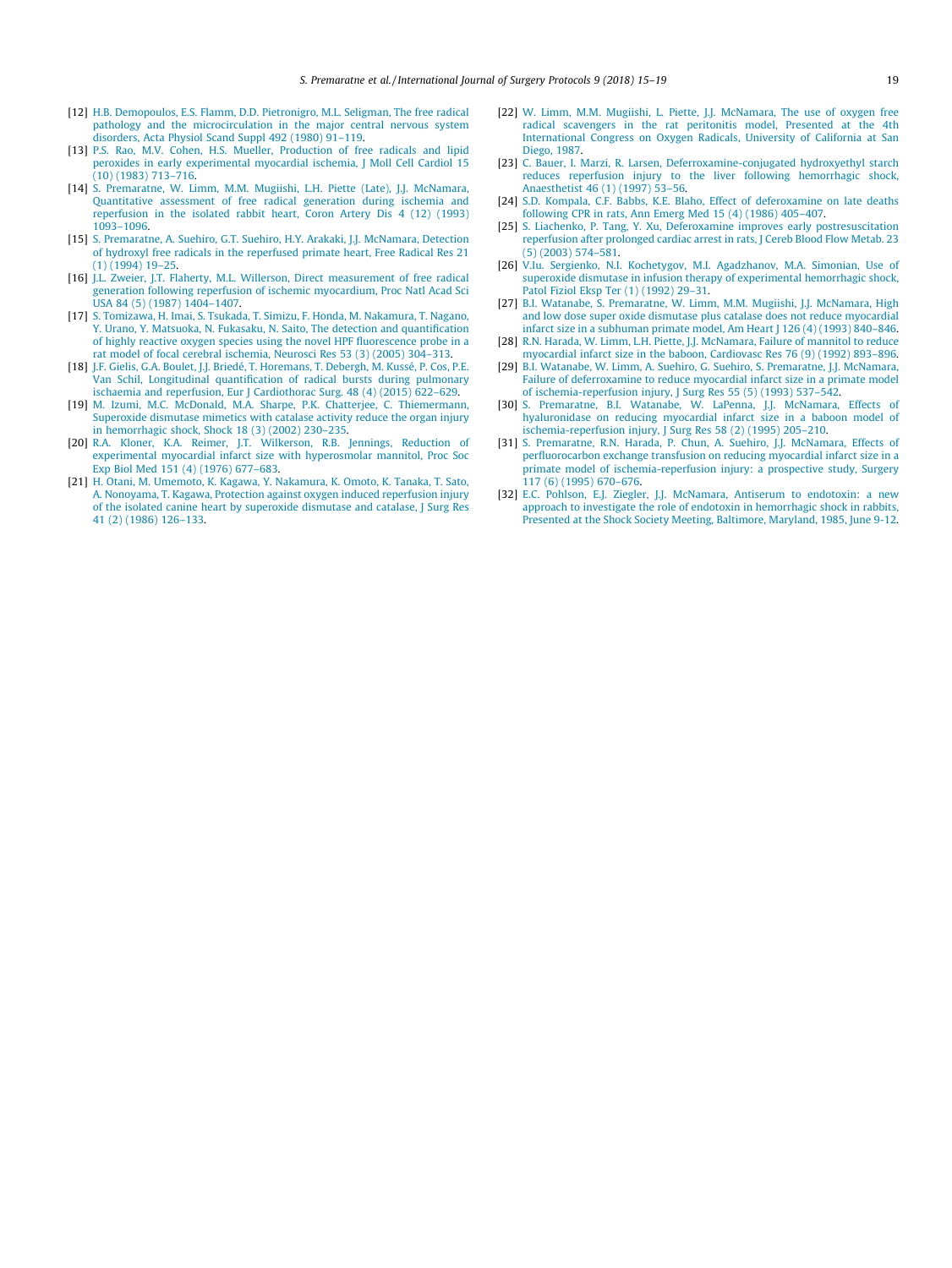[12] H.B. Demopoulos, E.S. Flamm, D.D. Pietronigro, M.L. Seligman, The free radical pathology and the microcirculation in the major central nervous system disorders, Acta Physiol Scand Suppl 492 (1980) 91–119.

[13] P.S. Rao, M.V. Cohen, H.S. Mueller, Production of free radicals and lipid peroxides in early experimental myocardial ischemia, J Moll Cell Cardiol 15 (10) (1983) 713–716.

[14] S. Premaratne, W. Limm, M.M. Mugiishi, L.H. Piette (Late), J.J. McNamara, Quantitative assessment of free radical generation during ischemia and reperfusion in the isolated rabbit heart, Coron Artery Dis 4 (12) (1993) 1093–1096.

[15] S. Premaratne, A. Suehiro, G.T. Suehiro, H.Y. Arakaki, J.J. McNamara, Detection of hydroxyl free radicals in the reperfused primate heart, Free Radical Res 21 (1) (1994) 19–25.

[16] J.L. Zweier, J.T. Flaherty, M.L. Willerson, Direct measurement of free radical generation following reperfusion of ischemic myocardium, Proc Natl Acad Sci USA 84 (5) (1987) 1404–1407.

[17] S. Tomizawa, H. Imai, S. Tsukada, T. Simizu, F. Honda, M. Nakamura, T. Nagano, Y. Urano, Y. Matsuoka, N. Fukasaku, N. Saito, The detection and quantification of highly reactive oxygen species using the novel HPF fluorescence probe in a rat model of focal cerebral ischemia, Neurosci Res 53 (3) (2005) 304–313.

[18] J.F. Gielis, G.A. Boulet, J.J. Briedé, T. Horemans, T. Debergh, M. Kussé, P. Cos, P.E. Van Schil, Longitudinal quantification of radical bursts during pulmonary ischaemia and reperfusion, Eur J Cardiothorac Surg. 48 (4) (2015) 622–629.

[19] M. Izumi, M.C. McDonald, M.A. Sharpe, P.K. Chatterjee, C. Thiemermann, Superoxide dismutase mimetics with catalase activity reduce the organ injury in hemorrhagic shock, Shock 18 (3) (2002) 230–235.

[20] R.A. Kloner, K.A. Reimer, J.T. Wilkerson, R.B. Jennings, Reduction of experimental myocardial infarct size with hyperosmolar mannitol, Proc Soc Exp Biol Med 151 (4) (1976) 677–683.

[21] H. Otani, M. Umemoto, K. Kagawa, Y. Nakamura, K. Omoto, K. Tanaka, T. Sato, A. Nonoyama, T. Kagawa, Protection against oxygen induced reperfusion injury of the isolated canine heart by superoxide dismutase and catalase, J Surg Res 41 (2) (1986) 126–133.

[22] W. Limm, M.M. Mugiishi, L. Piette, J.J. McNamara, The use of oxygen free radical scavengers in the rat peritonitis model, Presented at the 4th International Congress on Oxygen Radicals, University of California at San Diego, 1987.

[23] C. Bauer, I. Marzi, R. Larsen, Deferroxamine-conjugated hydroxyethyl starch reduces reperfusion injury to the liver following hemorrhagic shock, Anaesthetist 46 (1) (1997) 53–56.

[24] S.D. Kompala, C.F. Babbs, K.E. Blaho, Effect of deferoxamine on late deaths following CPR in rats, Ann Emerg Med 15 (4) (1986) 405–407.

[25] S. Liachenko, P. Tang, Y. Xu, Deferoxamine improves early postresuscitation reperfusion after prolonged cardiac arrest in rats, J Cereb Blood Flow Metab. 23 (5) (2003) 574–581.

[26] V.Iu. Sergienko, N.I. Kochetygov, M.I. Agadzhanov, M.A. Simonian, Use of superoxide dismutase in infusion therapy of experimental hemorrhagic shock, Patol Fiziol Eksp Ter (1) (1992) 29–31.

[27] B.I. Watanabe, S. Premaratne, W. Limm, M.M. Mugiishi, J.J. McNamara, High and low dose super oxide dismutase plus catalase does not reduce myocardial infarct size in a subhuman primate model, Am Heart J 126 (4) (1993) 840–846.

[28] R.N. Harada, W. Limm, L.H. Piette, J.J. McNamara, Failure of mannitol to reduce myocardial infarct size in the baboon, Cardiovasc Res 76 (9) (1992) 893–896.

[29] B.I. Watanabe, W. Limm, A. Suehiro, G. Suehiro, S. Premaratne, J.J. McNamara, Failure of deferoxamine to reduce myocardial infarct size in a primate model of ischemia-reperfusion injury, J Surg Res 55 (5) (1993) 537–542.

[30] S. Premaratne, B.I. Watanabe, W. LaPenna, J.J. McNamara, Effects of hyaluronidase on reducing myocardial infarct size in a baboon model of ischemia-reperfusion injury, J Surg Res 58 (2) (1995) 205–210.

[31] S. Premaratne, R.N. Harada, P. Chun, A. Suehiro, J.J. McNamara, Effects of perfluorocarbon exchange transfusion on reducing myocardial infarct size in a primate model of ischemia-reperfusion injury: a prospective study, Surgery 117 (6) (1995) 670–676.

[32] E.C. Pohlson, E.J. Ziegler, J.J. McNamara, Antiserum to endotoxin: a new approach to investigate the role of endotoxin in hemorrhagic shock in rabbits, Presented at the Shock Society Meeting, Baltimore, Maryland, 1985, June 9-12.